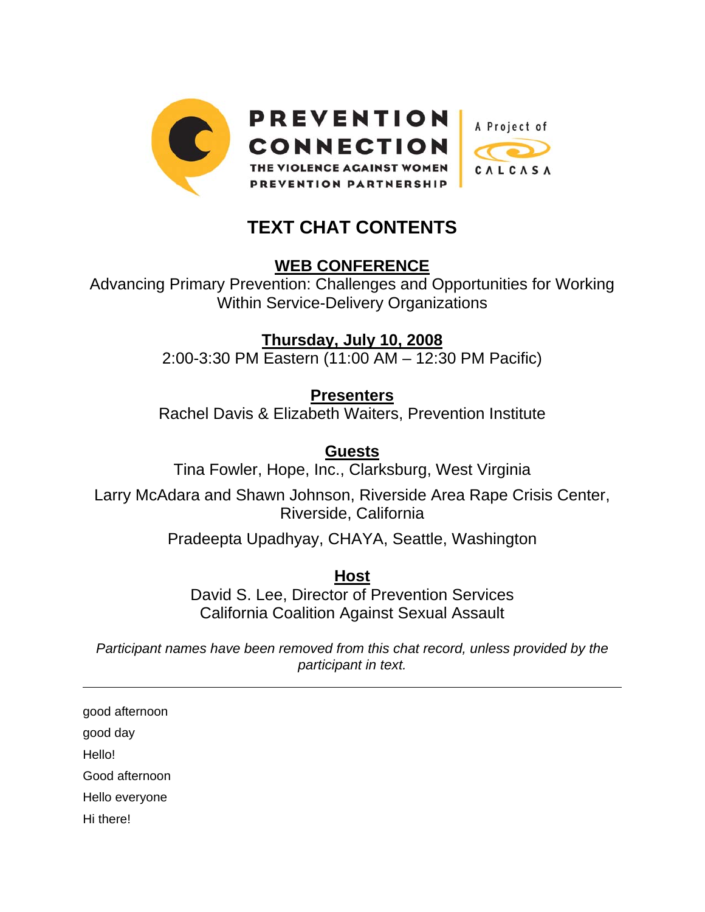PREVENTION CONNECTION

THE VIOLENCE AGAINST WOMEN PREVENTION PARTNERSHIP

A Project of CALCASA

# TEXT CHAT CONTENTS

## WEB CONFERENCE

Advancing Primary Prevention: Challenges and Opportunities for Working Within Service-Delivery Organizations

**Thursday, July 10, 2008**

2:00-3:30 PM Eastern (11:00 AM – 12:30 PM Pacific)

**Presenters**

Rachel Davis & Elizabeth Waiters, Prevention Institute

**Guests**

Tina Fowler, Hope, Inc., Clarksburg, West Virginia

Larry McAdara and Shawn Johnson, Riverside Area Rape Crisis Center, Riverside, California

Pradeepta Upadhyay, CHAYA, Seattle, Washington

**Host**

David S. Lee, Director of Prevention Services
California Coalition Against Sexual Assault

*Participant names have been removed from this chat record, unless provided by the participant in text.*

---

good afternoon

good day

Hello!

Good afternoon

Hello everyone

Hi there!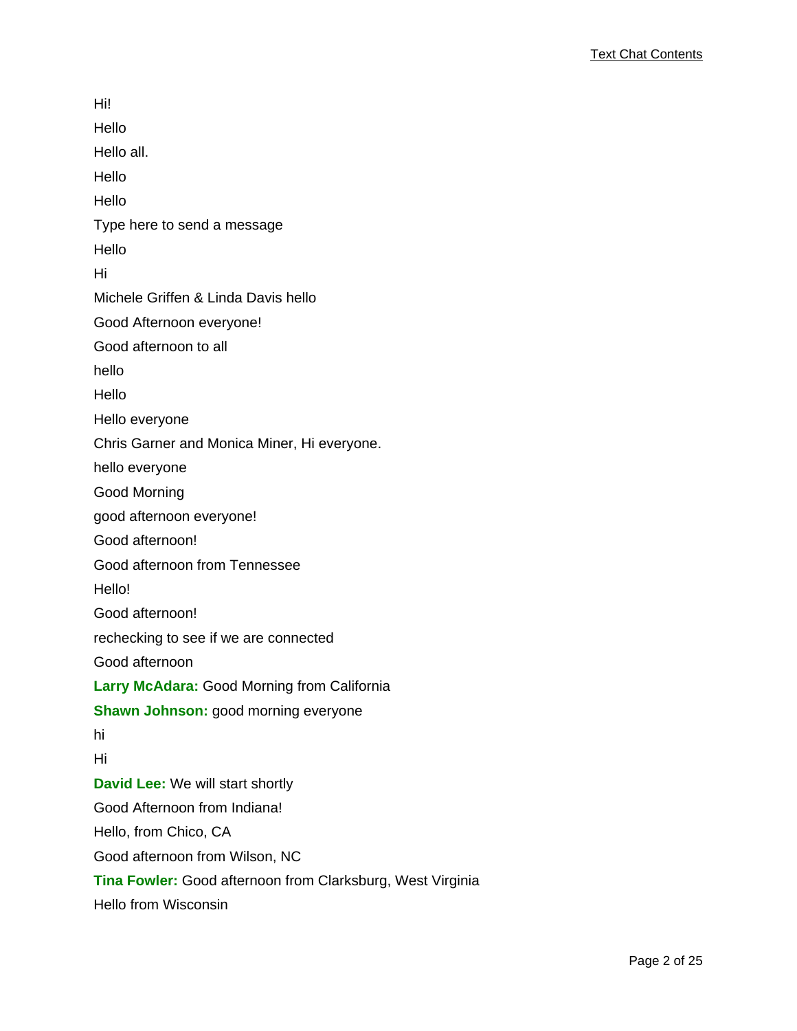Hi!

Hello

Hello all.

Hello

Hello

Type here to send a message

Hello

Hi

Michele Griffen & Linda Davis hello

Good Afternoon everyone!

Good afternoon to all

hello

Hello

Hello everyone

Chris Garner and Monica Miner, Hi everyone.

hello everyone

Good Morning

good afternoon everyone!

Good afternoon!

Good afternoon from Tennessee

Hello!

Good afternoon!

rechecking to see if we are connected

Good afternoon

**Larry McAdara:** Good Morning from California

**Shawn Johnson:** good morning everyone

hi

Hi

**David Lee:** We will start shortly

Good Afternoon from Indiana!

Hello, from Chico, CA

Good afternoon from Wilson, NC

**Tina Fowler:** Good afternoon from Clarksburg, West Virginia

Hello from Wisconsin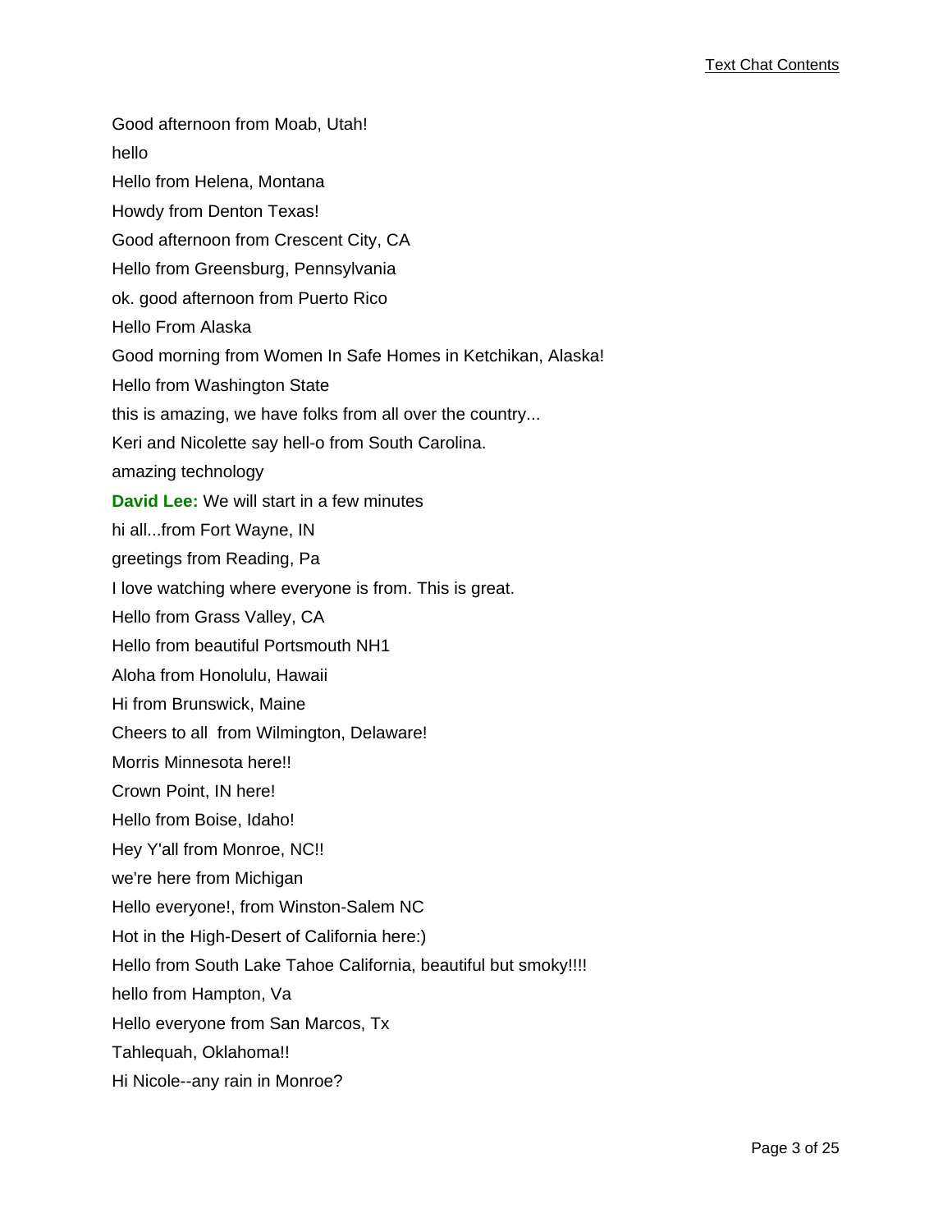Good afternoon from Moab, Utah!

hello

Hello from Helena, Montana

Howdy from Denton Texas!

Good afternoon from Crescent City, CA

Hello from Greensburg, Pennsylvania

ok. good afternoon from Puerto Rico

Hello From Alaska

Good morning from Women In Safe Homes in Ketchikan, Alaska!

Hello from Washington State

this is amazing, we have folks from all over the country...

Keri and Nicolette say hell-o from South Carolina.

amazing technology

**David Lee:** We will start in a few minutes

hi all...from Fort Wayne, IN

greetings from Reading, Pa

I love watching where everyone is from. This is great.

Hello from Grass Valley, CA

Hello from beautiful Portsmouth NH1

Aloha from Honolulu, Hawaii

Hi from Brunswick, Maine

Cheers to all  from Wilmington, Delaware!

Morris Minnesota here!!

Crown Point, IN here!

Hello from Boise, Idaho!

Hey Y'all from Monroe, NC!!

we're here from Michigan

Hello everyone!, from Winston-Salem NC

Hot in the High-Desert of California here:)

Hello from South Lake Tahoe California, beautiful but smoky!!!!

hello from Hampton, Va

Hello everyone from San Marcos, Tx

Tahlequah, Oklahoma!!

Hi Nicole--any rain in Monroe?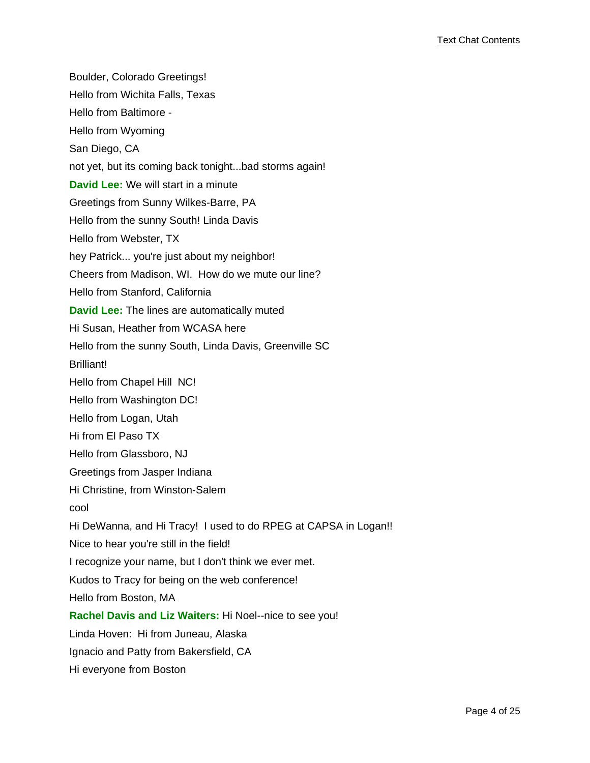Boulder, Colorado Greetings!

Hello from Wichita Falls, Texas

Hello from Baltimore -

Hello from Wyoming

San Diego, CA

not yet, but its coming back tonight...bad storms again!

**David Lee:** We will start in a minute

Greetings from Sunny Wilkes-Barre, PA

Hello from the sunny South! Linda Davis

Hello from Webster, TX

hey Patrick... you're just about my neighbor!

Cheers from Madison, WI.  How do we mute our line?

Hello from Stanford, California

**David Lee:** The lines are automatically muted

Hi Susan, Heather from WCASA here

Hello from the sunny South, Linda Davis, Greenville SC

Brilliant!

Hello from Chapel Hill  NC!

Hello from Washington DC!

Hello from Logan, Utah

Hi from El Paso TX

Hello from Glassboro, NJ

Greetings from Jasper Indiana

Hi Christine, from Winston-Salem

cool

Hi DeWanna, and Hi Tracy!  I used to do RPEG at CAPSA in Logan!!

Nice to hear you're still in the field!

I recognize your name, but I don't think we ever met.

Kudos to Tracy for being on the web conference!

Hello from Boston, MA

**Rachel Davis and Liz Waiters:** Hi Noel--nice to see you!

Linda Hoven:  Hi from Juneau, Alaska

Ignacio and Patty from Bakersfield, CA

Hi everyone from Boston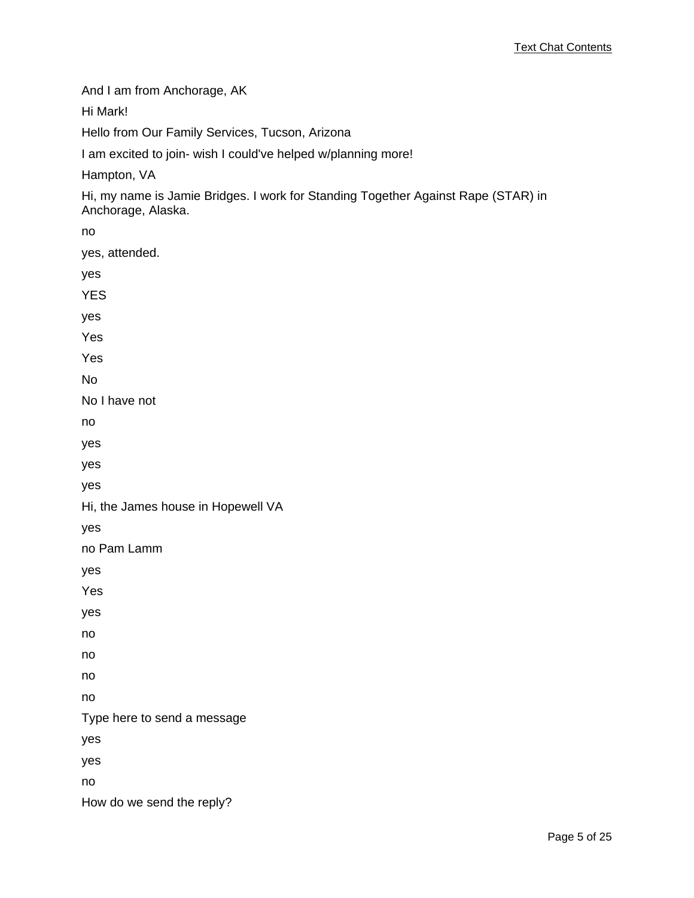And I am from Anchorage, AK

Hi Mark!

Hello from Our Family Services, Tucson, Arizona

I am excited to join- wish I could've helped w/planning more!

Hampton, VA

Hi, my name is Jamie Bridges. I work for Standing Together Against Rape (STAR) in Anchorage, Alaska.

no

yes, attended.

yes

YES

yes

Yes

Yes

No

No I have not

no

yes

yes

yes

Hi, the James house in Hopewell VA

yes

no Pam Lamm

yes

Yes

yes

no

no

no

no

Type here to send a message

yes

yes

no

How do we send the reply?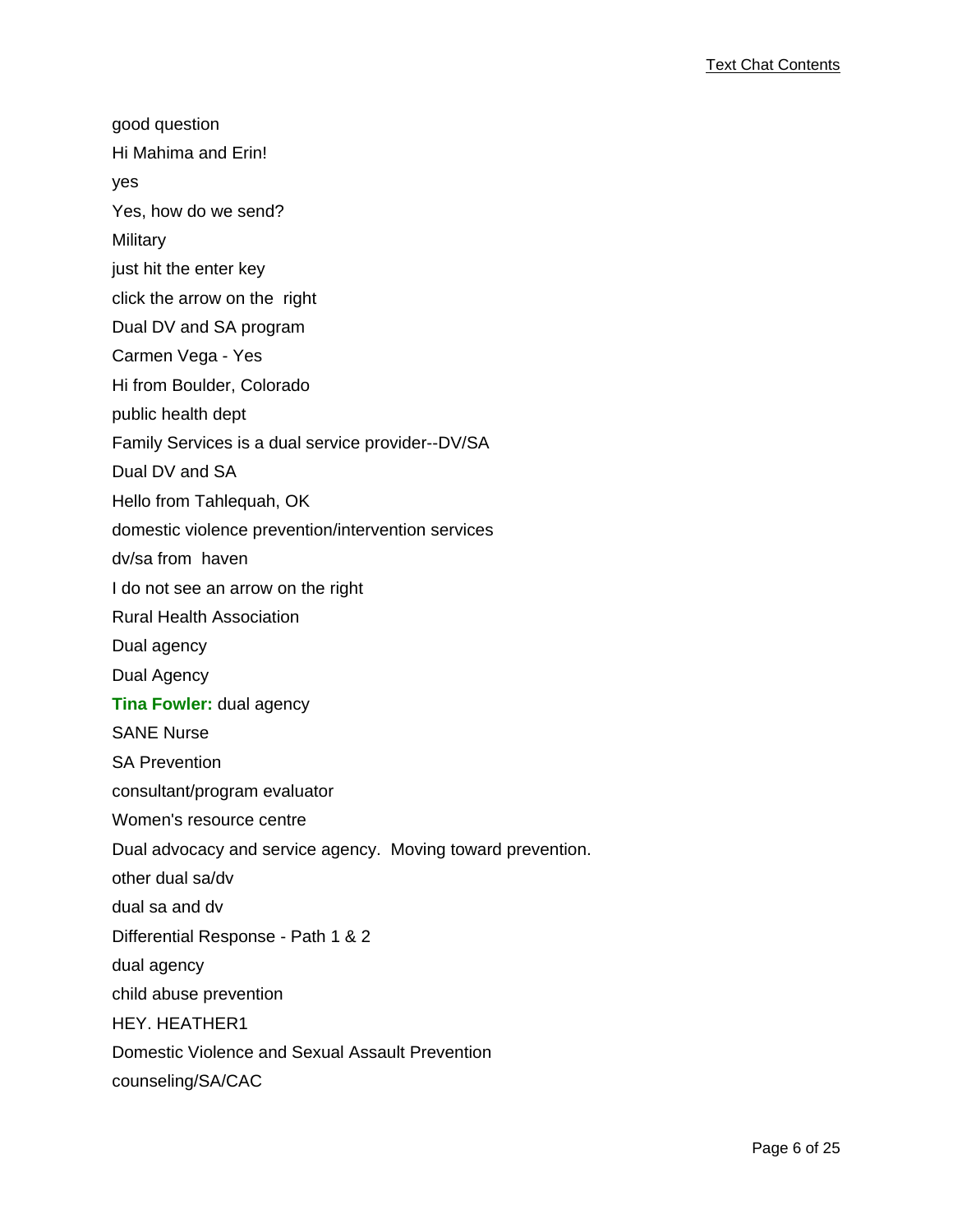good question

Hi Mahima and Erin!

yes

Yes, how do we send?

Military

just hit the enter key

click the arrow on the  right

Dual DV and SA program

Carmen Vega - Yes

Hi from Boulder, Colorado

public health dept

Family Services is a dual service provider--DV/SA

Dual DV and SA

Hello from Tahlequah, OK

domestic violence prevention/intervention services

dv/sa from  haven

I do not see an arrow on the right

Rural Health Association

Dual agency

Dual Agency

**Tina Fowler:** dual agency

SANE Nurse

SA Prevention

consultant/program evaluator

Women's resource centre

Dual advocacy and service agency.  Moving toward prevention.

other dual sa/dv

dual sa and dv

Differential Response - Path 1 & 2

dual agency

child abuse prevention

HEY. HEATHER1

Domestic Violence and Sexual Assault Prevention

counseling/SA/CAC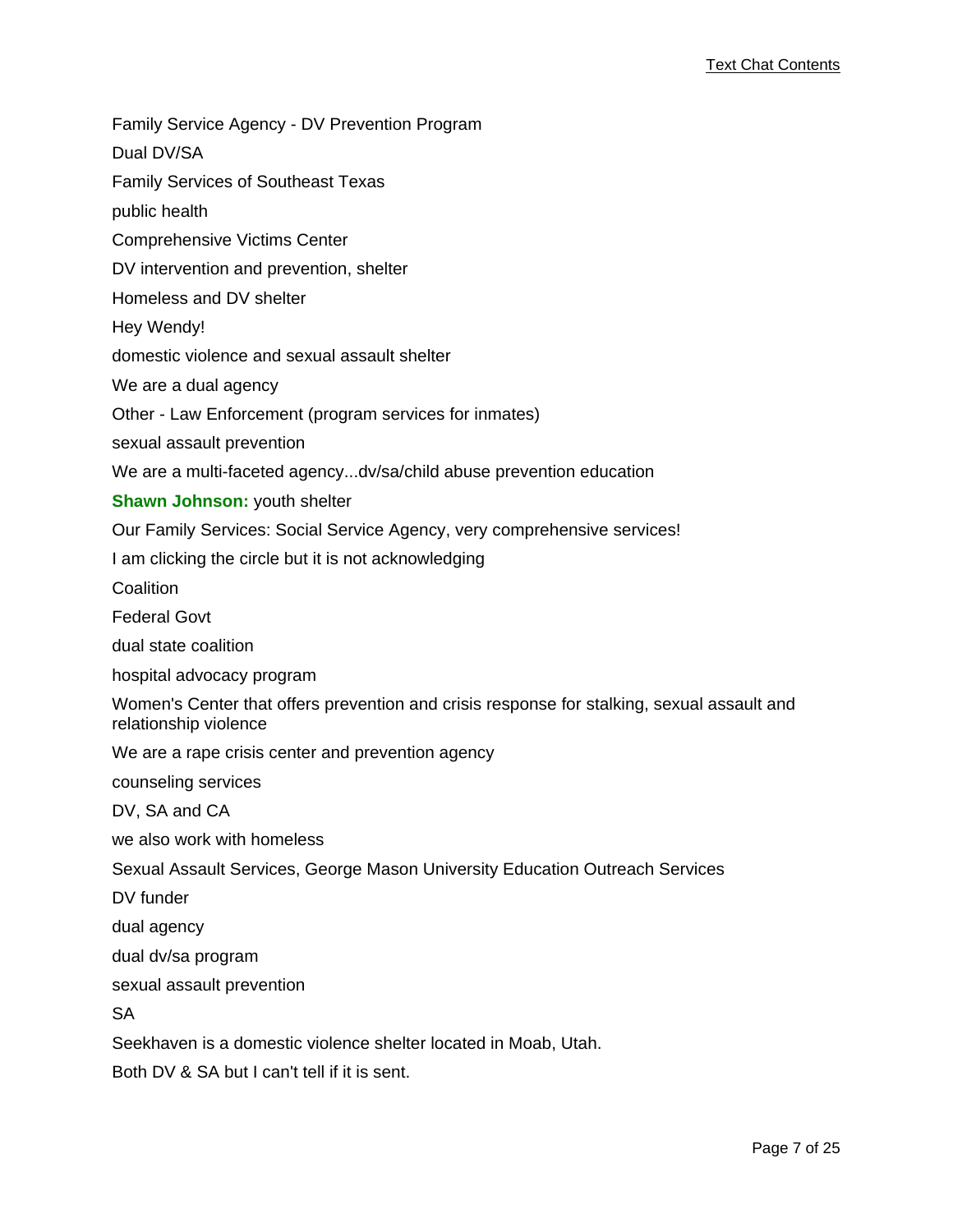Family Service Agency - DV Prevention Program

Dual DV/SA

Family Services of Southeast Texas

public health

Comprehensive Victims Center

DV intervention and prevention, shelter

Homeless and DV shelter

Hey Wendy!

domestic violence and sexual assault shelter

We are a dual agency

Other - Law Enforcement (program services for inmates)

sexual assault prevention

We are a multi-faceted agency...dv/sa/child abuse prevention education

**Shawn Johnson:** youth shelter

Our Family Services: Social Service Agency, very comprehensive services!

I am clicking the circle but it is not acknowledging

Coalition

Federal Govt

dual state coalition

hospital advocacy program

Women's Center that offers prevention and crisis response for stalking, sexual assault and relationship violence

We are a rape crisis center and prevention agency

counseling services

DV, SA and CA

we also work with homeless

Sexual Assault Services, George Mason University Education Outreach Services

DV funder

dual agency

dual dv/sa program

sexual assault prevention

SA

Seekhaven is a domestic violence shelter located in Moab, Utah.

Both DV & SA but I can't tell if it is sent.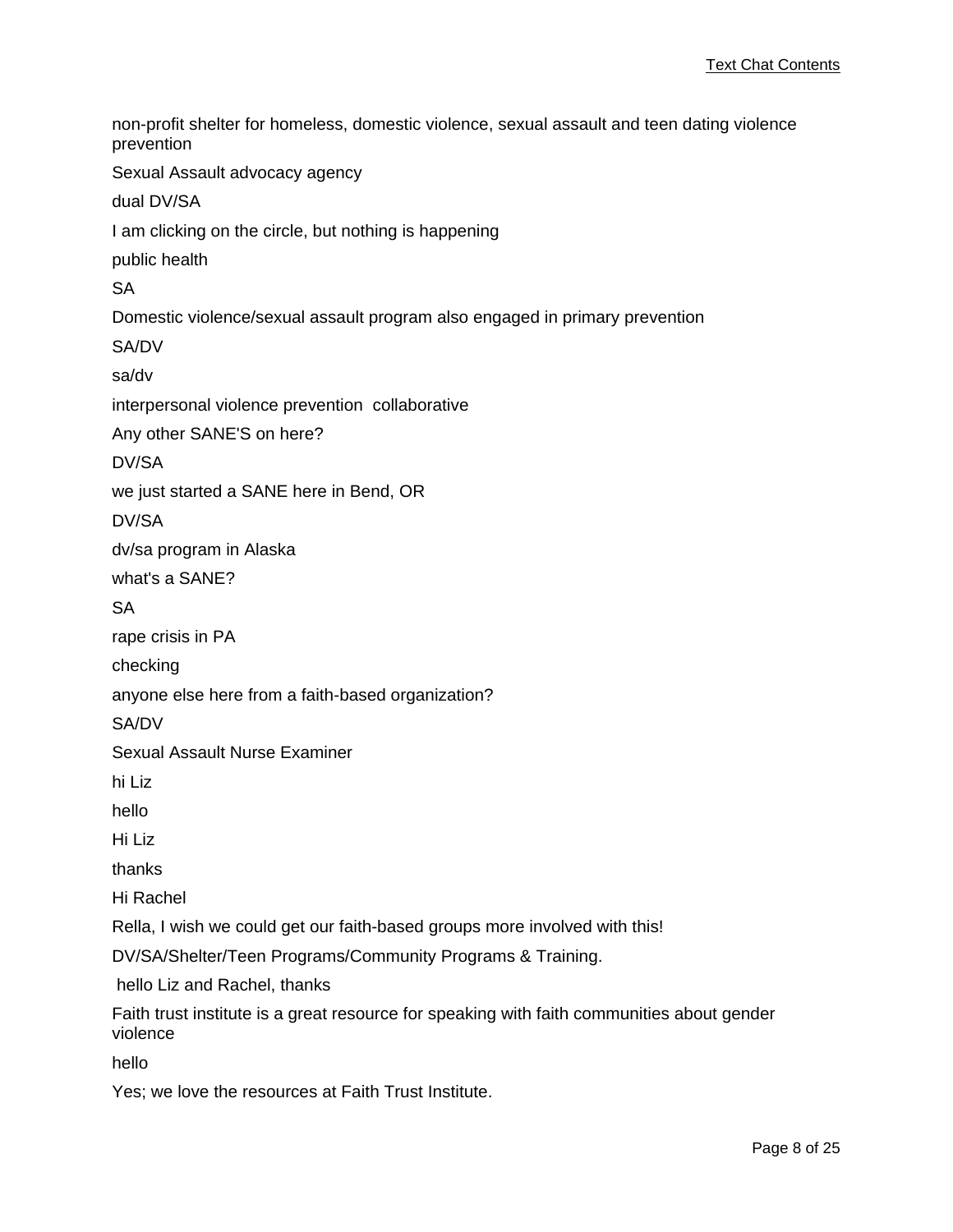non-profit shelter for homeless, domestic violence, sexual assault and teen dating violence prevention

Sexual Assault advocacy agency

dual DV/SA

I am clicking on the circle, but nothing is happening

public health

SA

Domestic violence/sexual assault program also engaged in primary prevention

SA/DV

sa/dv

interpersonal violence prevention  collaborative

Any other SANE'S on here?

DV/SA

we just started a SANE here in Bend, OR

DV/SA

dv/sa program in Alaska

what's a SANE?

SA

rape crisis in PA

checking

anyone else here from a faith-based organization?

SA/DV

Sexual Assault Nurse Examiner

hi Liz

hello

Hi Liz

thanks

Hi Rachel

Rella, I wish we could get our faith-based groups more involved with this!

DV/SA/Shelter/Teen Programs/Community Programs & Training.

hello Liz and Rachel, thanks

Faith trust institute is a great resource for speaking with faith communities about gender violence

hello

Yes; we love the resources at Faith Trust Institute.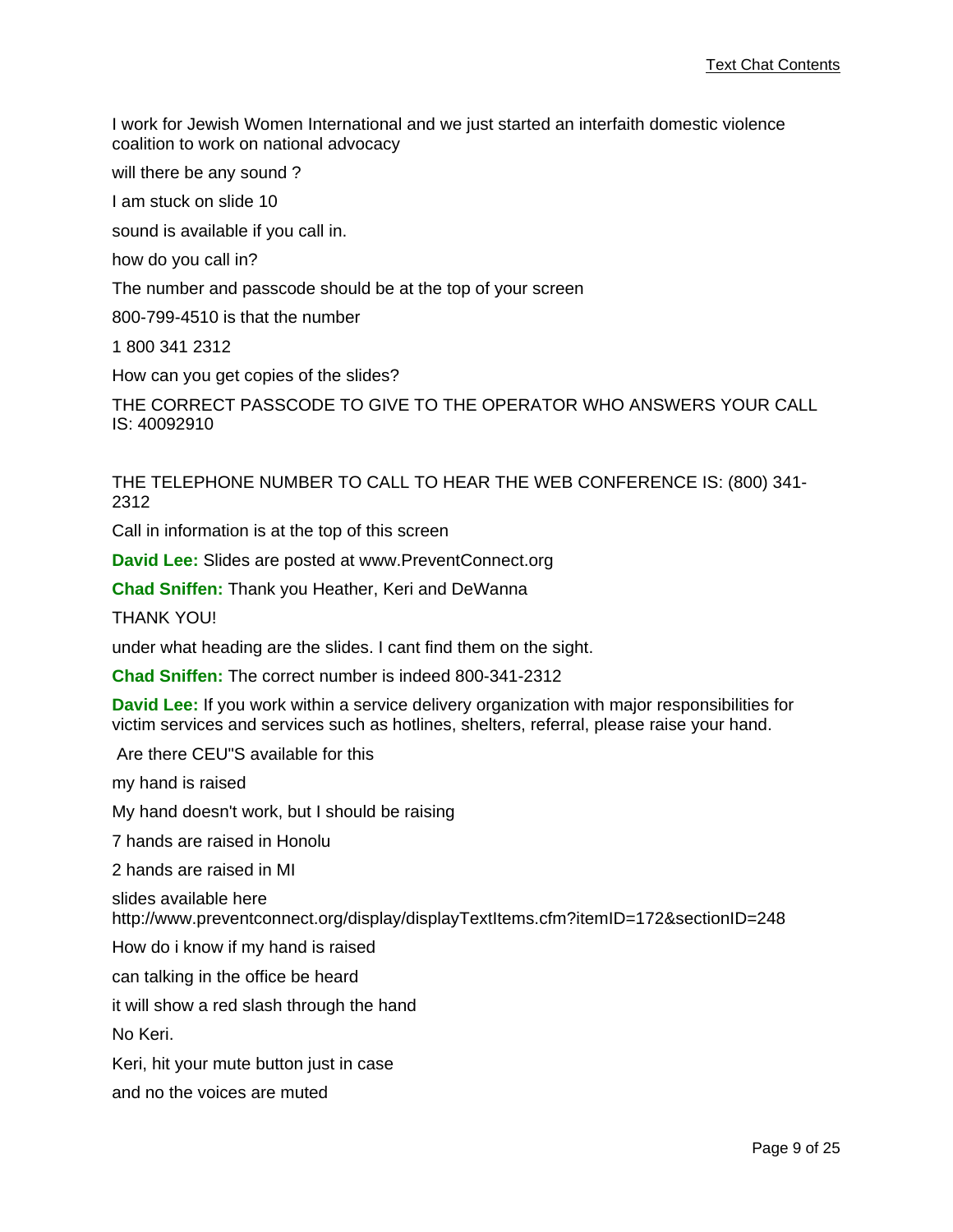I work for Jewish Women International and we just started an interfaith domestic violence coalition to work on national advocacy

will there be any sound ?

I am stuck on slide 10

sound is available if you call in.

how do you call in?

The number and passcode should be at the top of your screen

800-799-4510 is that the number

1 800 341 2312

How can you get copies of the slides?

THE CORRECT PASSCODE TO GIVE TO THE OPERATOR WHO ANSWERS YOUR CALL IS: 40092910

THE TELEPHONE NUMBER TO CALL TO HEAR THE WEB CONFERENCE IS: (800) 341-2312

Call in information is at the top of this screen

**David Lee:** Slides are posted at www.PreventConnect.org

**Chad Sniffen:** Thank you Heather, Keri and DeWanna

THANK YOU!

under what heading are the slides. I cant find them on the sight.

**Chad Sniffen:** The correct number is indeed 800-341-2312

**David Lee:** If you work within a service delivery organization with major responsibilities for victim services and services such as hotlines, shelters, referral, please raise your hand.

Are there CEU"S available for this

my hand is raised

My hand doesn't work, but I should be raising

7 hands are raised in Honolu

2 hands are raised in MI

slides available here http://www.preventconnect.org/display/displayTextItems.cfm?itemID=172&sectionID=248

How do i know if my hand is raised

can talking in the office be heard

it will show a red slash through the hand

No Keri.

Keri, hit your mute button just in case

and no the voices are muted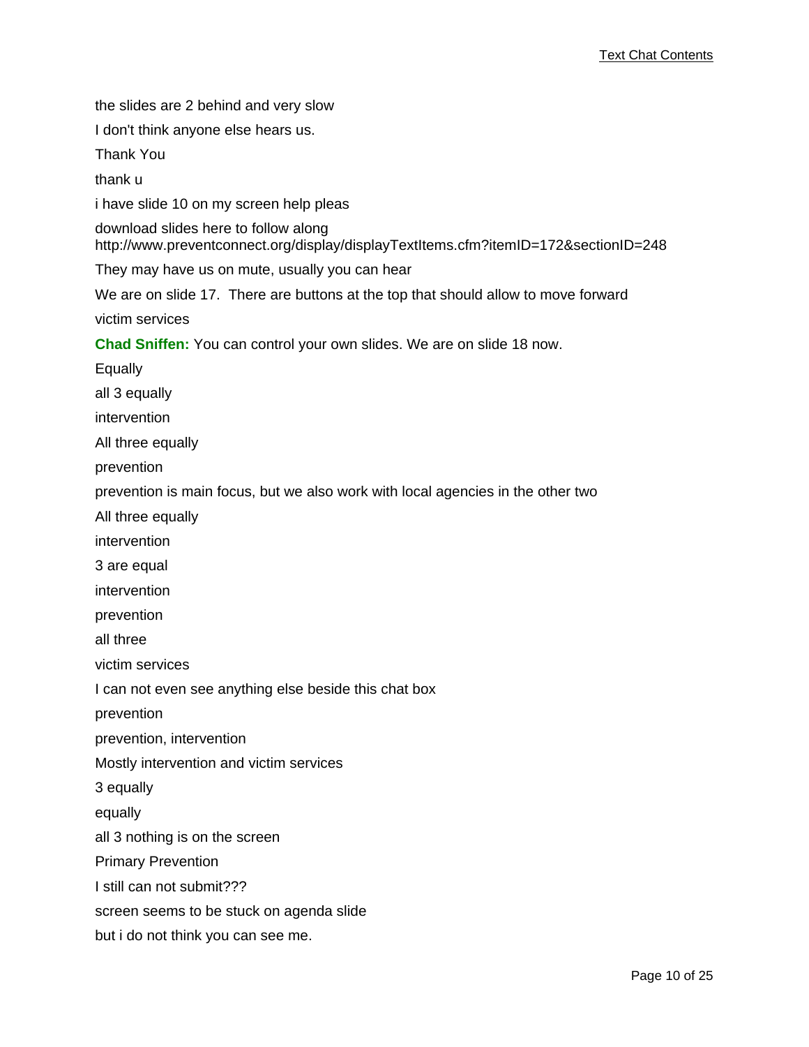the slides are 2 behind and very slow

I don't think anyone else hears us.

Thank You

thank u

i have slide 10 on my screen help pleas

download slides here to follow along
http://www.preventconnect.org/display/displayTextItems.cfm?itemID=172&sectionID=248

They may have us on mute, usually you can hear

We are on slide 17.  There are buttons at the top that should allow to move forward

victim services

**Chad Sniffen:** You can control your own slides. We are on slide 18 now.

Equally

all 3 equally

intervention

All three equally

prevention

prevention is main focus, but we also work with local agencies in the other two

All three equally

intervention

3 are equal

intervention

prevention

all three

victim services

I can not even see anything else beside this chat box

prevention

prevention, intervention

Mostly intervention and victim services

3 equally

equally

all 3 nothing is on the screen

Primary Prevention

I still can not submit???

screen seems to be stuck on agenda slide

but i do not think you can see me.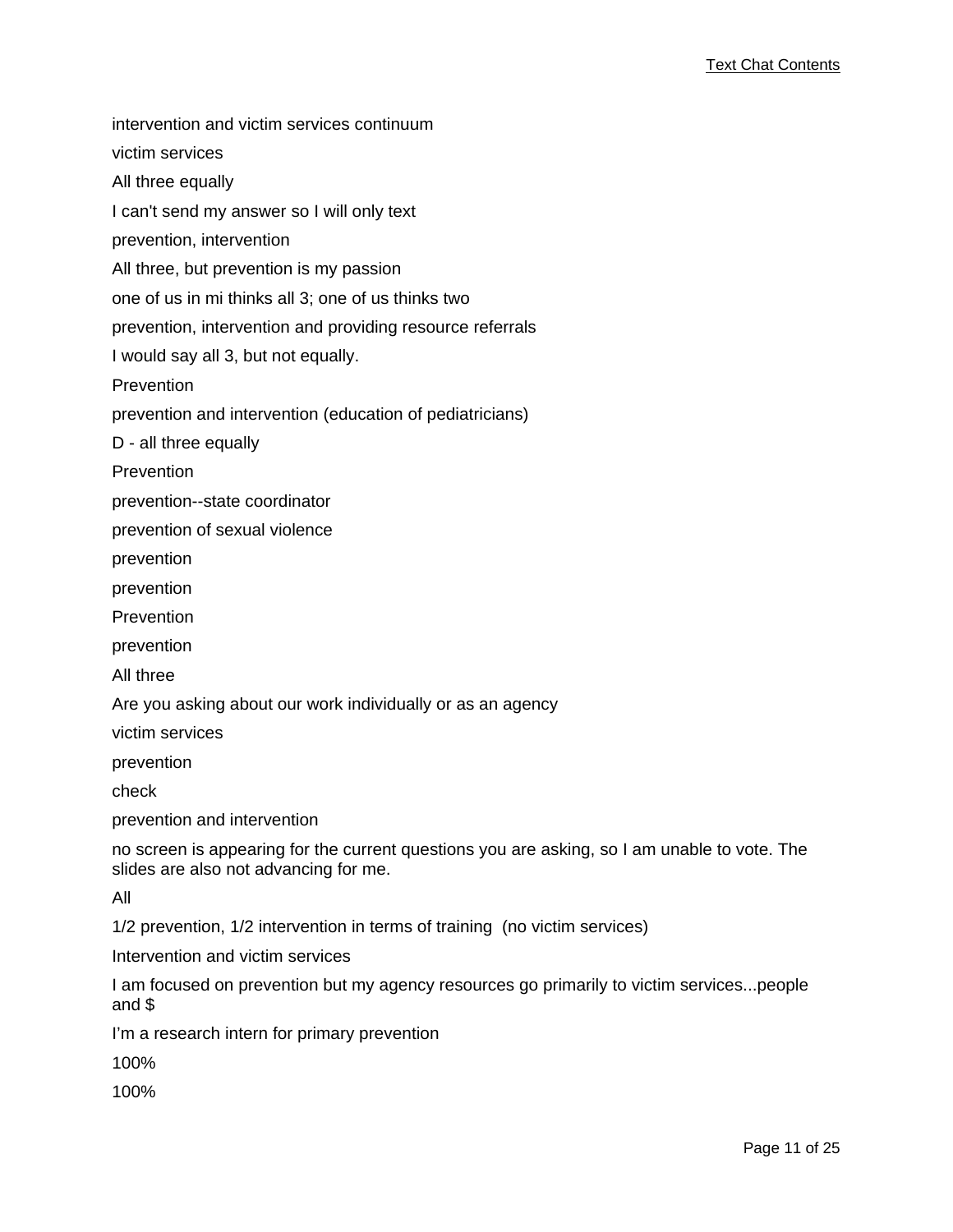intervention and victim services continuum

victim services

All three equally

I can't send my answer so I will only text

prevention, intervention

All three, but prevention is my passion

one of us in mi thinks all 3; one of us thinks two

prevention, intervention and providing resource referrals

I would say all 3, but not equally.

Prevention

prevention and intervention (education of pediatricians)

D - all three equally

Prevention

prevention--state coordinator

prevention of sexual violence

prevention

prevention

Prevention

prevention

All three

Are you asking about our work individually or as an agency

victim services

prevention

check

prevention and intervention

no screen is appearing for the current questions you are asking, so I am unable to vote. The slides are also not advancing for me.

All

1/2 prevention, 1/2 intervention in terms of training  (no victim services)

Intervention and victim services

I am focused on prevention but my agency resources go primarily to victim services...people and $

I'm a research intern for primary prevention

100%

100%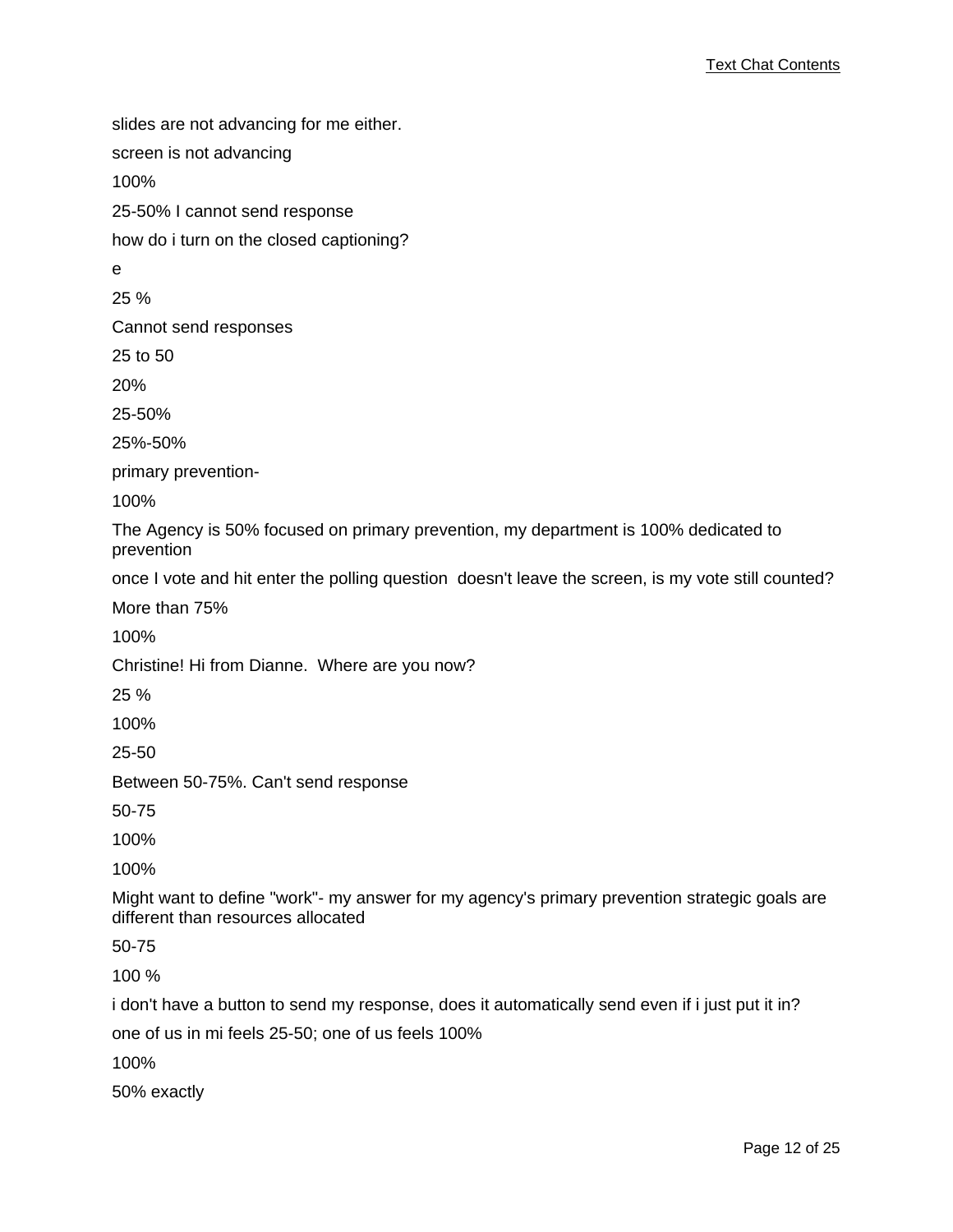slides are not advancing for me either.

screen is not advancing

100%

25-50% I cannot send response

how do i turn on the closed captioning?

e

25 %

Cannot send responses

25 to 50

20%

25-50%

25%-50%

primary prevention-

100%

The Agency is 50% focused on primary prevention, my department is 100% dedicated to prevention

once I vote and hit enter the polling question  doesn't leave the screen, is my vote still counted?

More than 75%

100%

Christine! Hi from Dianne.  Where are you now?

25 %

100%

25-50

Between 50-75%. Can't send response

50-75

100%

100%

Might want to define "work"- my answer for my agency's primary prevention strategic goals are different than resources allocated

50-75

100 %

i don't have a button to send my response, does it automatically send even if i just put it in?

one of us in mi feels 25-50; one of us feels 100%

100%

50% exactly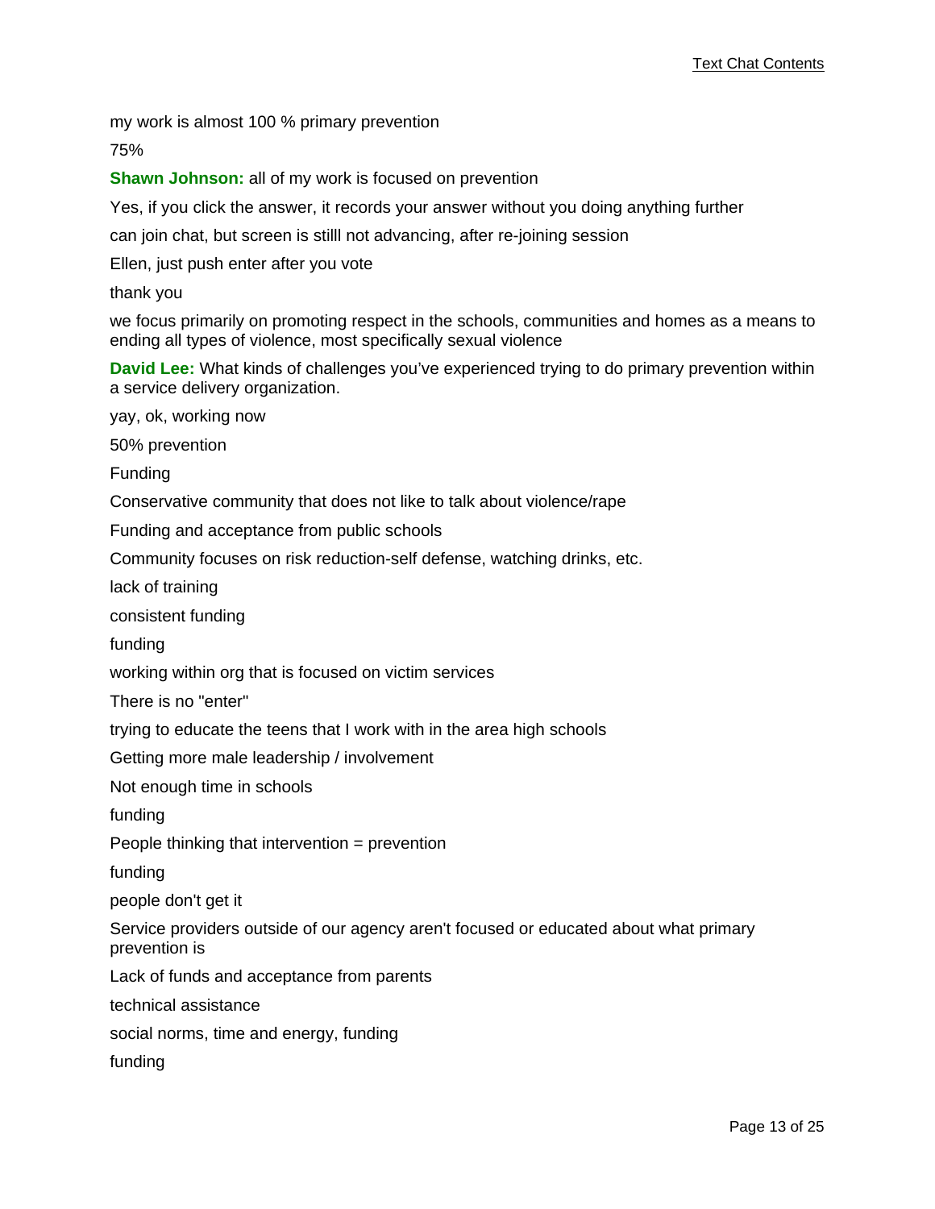my work is almost 100 % primary prevention

75%

**Shawn Johnson:** all of my work is focused on prevention

Yes, if you click the answer, it records your answer without you doing anything further

can join chat, but screen is stilll not advancing, after re-joining session

Ellen, just push enter after you vote

thank you

we focus primarily on promoting respect in the schools, communities and homes as a means to ending all types of violence, most specifically sexual violence

**David Lee:** What kinds of challenges you've experienced trying to do primary prevention within a service delivery organization.

yay, ok, working now

50% prevention

Funding

Conservative community that does not like to talk about violence/rape

Funding and acceptance from public schools

Community focuses on risk reduction-self defense, watching drinks, etc.

lack of training

consistent funding

funding

working within org that is focused on victim services

There is no "enter"

trying to educate the teens that I work with in the area high schools

Getting more male leadership / involvement

Not enough time in schools

funding

People thinking that intervention = prevention

funding

people don't get it

Service providers outside of our agency aren't focused or educated about what primary prevention is

Lack of funds and acceptance from parents

technical assistance

social norms, time and energy, funding

funding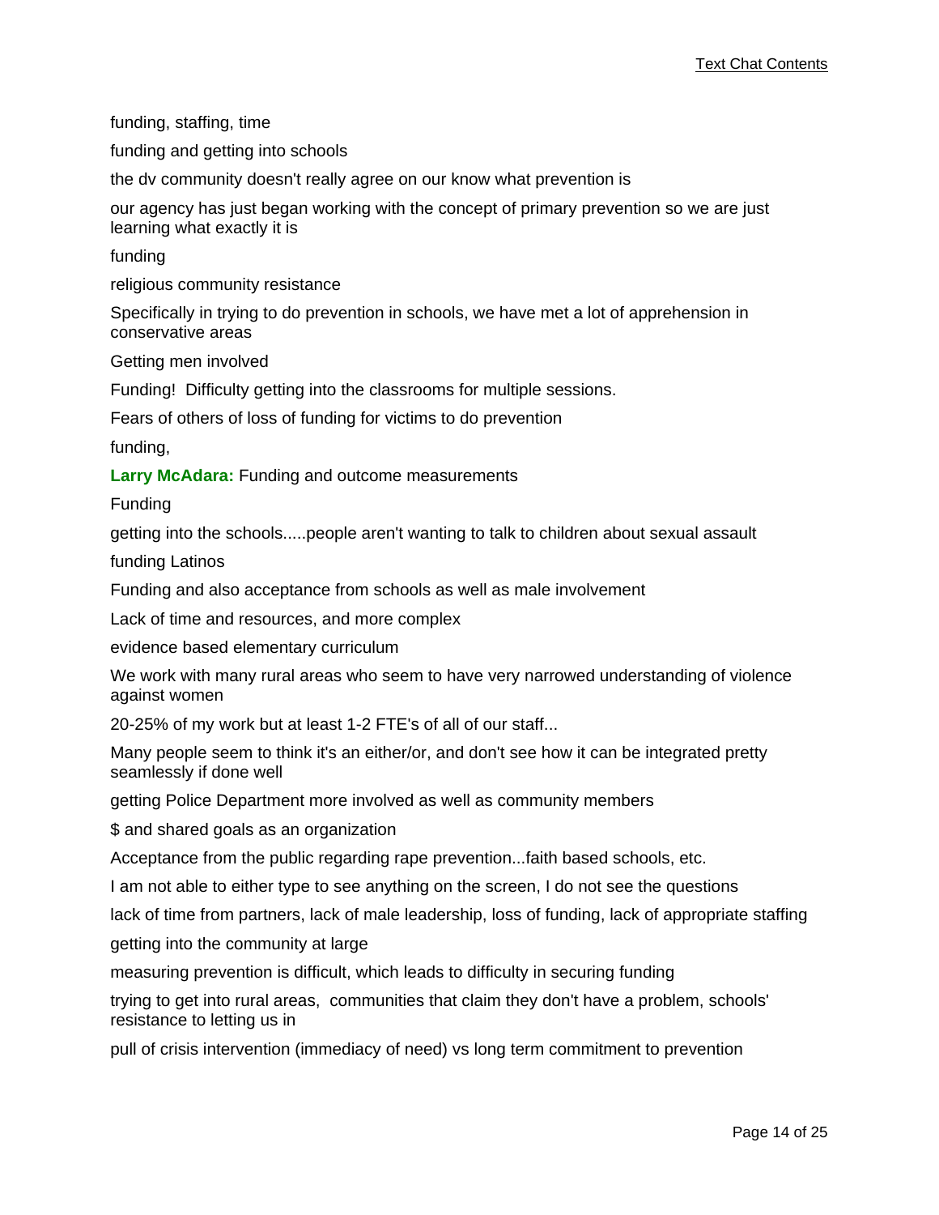funding, staffing, time

funding and getting into schools

the dv community doesn't really agree on our know what prevention is

our agency has just began working with the concept of primary prevention so we are just learning what exactly it is

funding

religious community resistance

Specifically in trying to do prevention in schools, we have met a lot of apprehension in conservative areas

Getting men involved

Funding!  Difficulty getting into the classrooms for multiple sessions.

Fears of others of loss of funding for victims to do prevention

funding,

**Larry McAdara:** Funding and outcome measurements

Funding

getting into the schools.....people aren't wanting to talk to children about sexual assault

funding Latinos

Funding and also acceptance from schools as well as male involvement

Lack of time and resources, and more complex

evidence based elementary curriculum

We work with many rural areas who seem to have very narrowed understanding of violence against women

20-25% of my work but at least 1-2 FTE's of all of our staff...

Many people seem to think it's an either/or, and don't see how it can be integrated pretty seamlessly if done well

getting Police Department more involved as well as community members

$ and shared goals as an organization

Acceptance from the public regarding rape prevention...faith based schools, etc.

I am not able to either type to see anything on the screen, I do not see the questions

lack of time from partners, lack of male leadership, loss of funding, lack of appropriate staffing

getting into the community at large

measuring prevention is difficult, which leads to difficulty in securing funding

trying to get into rural areas,  communities that claim they don't have a problem, schools' resistance to letting us in

pull of crisis intervention (immediacy of need) vs long term commitment to prevention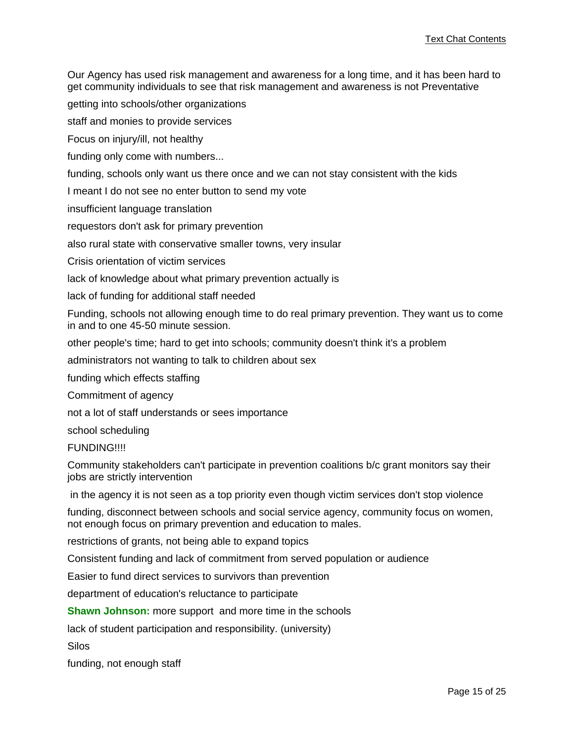Our Agency has used risk management and awareness for a long time, and it has been hard to get community individuals to see that risk management and awareness is not Preventative

getting into schools/other organizations

staff and monies to provide services

Focus on injury/ill, not healthy

funding only come with numbers...

funding, schools only want us there once and we can not stay consistent with the kids

I meant I do not see no enter button to send my vote

insufficient language translation

requestors don't ask for primary prevention

also rural state with conservative smaller towns, very insular

Crisis orientation of victim services

lack of knowledge about what primary prevention actually is

lack of funding for additional staff needed

Funding, schools not allowing enough time to do real primary prevention. They want us to come in and to one 45-50 minute session.

other people's time; hard to get into schools; community doesn't think it's a problem

administrators not wanting to talk to children about sex

funding which effects staffing

Commitment of agency

not a lot of staff understands or sees importance

school scheduling

FUNDING!!!!

Community stakeholders can't participate in prevention coalitions b/c grant monitors say their jobs are strictly intervention

in the agency it is not seen as a top priority even though victim services don't stop violence

funding, disconnect between schools and social service agency, community focus on women, not enough focus on primary prevention and education to males.

restrictions of grants, not being able to expand topics

Consistent funding and lack of commitment from served population or audience

Easier to fund direct services to survivors than prevention

department of education's reluctance to participate

**Shawn Johnson:** more support and more time in the schools

lack of student participation and responsibility. (university)

Silos

funding, not enough staff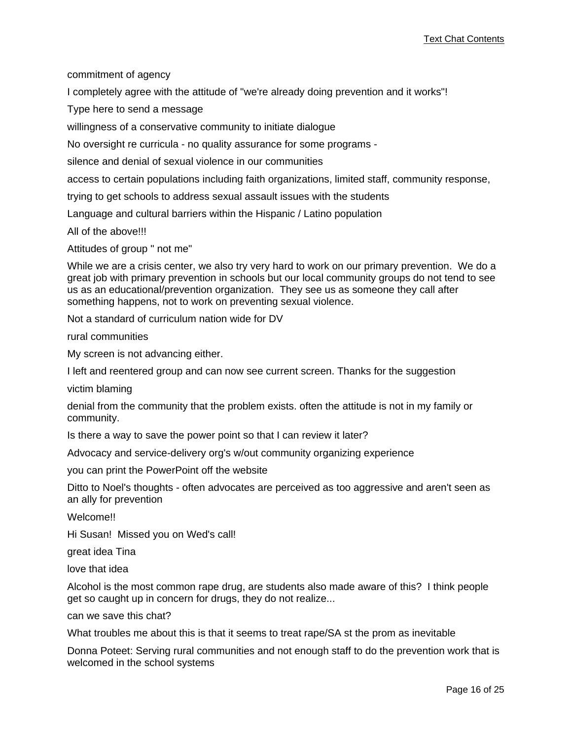commitment of agency

I completely agree with the attitude of "we're already doing prevention and it works"!

Type here to send a message

willingness of a conservative community to initiate dialogue

No oversight re curricula - no quality assurance for some programs -

silence and denial of sexual violence in our communities

access to certain populations including faith organizations, limited staff, community response,

trying to get schools to address sexual assault issues with the students

Language and cultural barriers within the Hispanic / Latino population

All of the above!!!

Attitudes of group " not me"

While we are a crisis center, we also try very hard to work on our primary prevention.  We do a great job with primary prevention in schools but our local community groups do not tend to see us as an educational/prevention organization.  They see us as someone they call after something happens, not to work on preventing sexual violence.

Not a standard of curriculum nation wide for DV

rural communities

My screen is not advancing either.

I left and reentered group and can now see current screen. Thanks for the suggestion

victim blaming

denial from the community that the problem exists. often the attitude is not in my family or community.

Is there a way to save the power point so that I can review it later?

Advocacy and service-delivery org's w/out community organizing experience

you can print the PowerPoint off the website

Ditto to Noel's thoughts - often advocates are perceived as too aggressive and aren't seen as an ally for prevention

Welcome!!

Hi Susan!  Missed you on Wed's call!

great idea Tina

love that idea

Alcohol is the most common rape drug, are students also made aware of this?  I think people get so caught up in concern for drugs, they do not realize...

can we save this chat?

What troubles me about this is that it seems to treat rape/SA st the prom as inevitable

Donna Poteet: Serving rural communities and not enough staff to do the prevention work that is welcomed in the school systems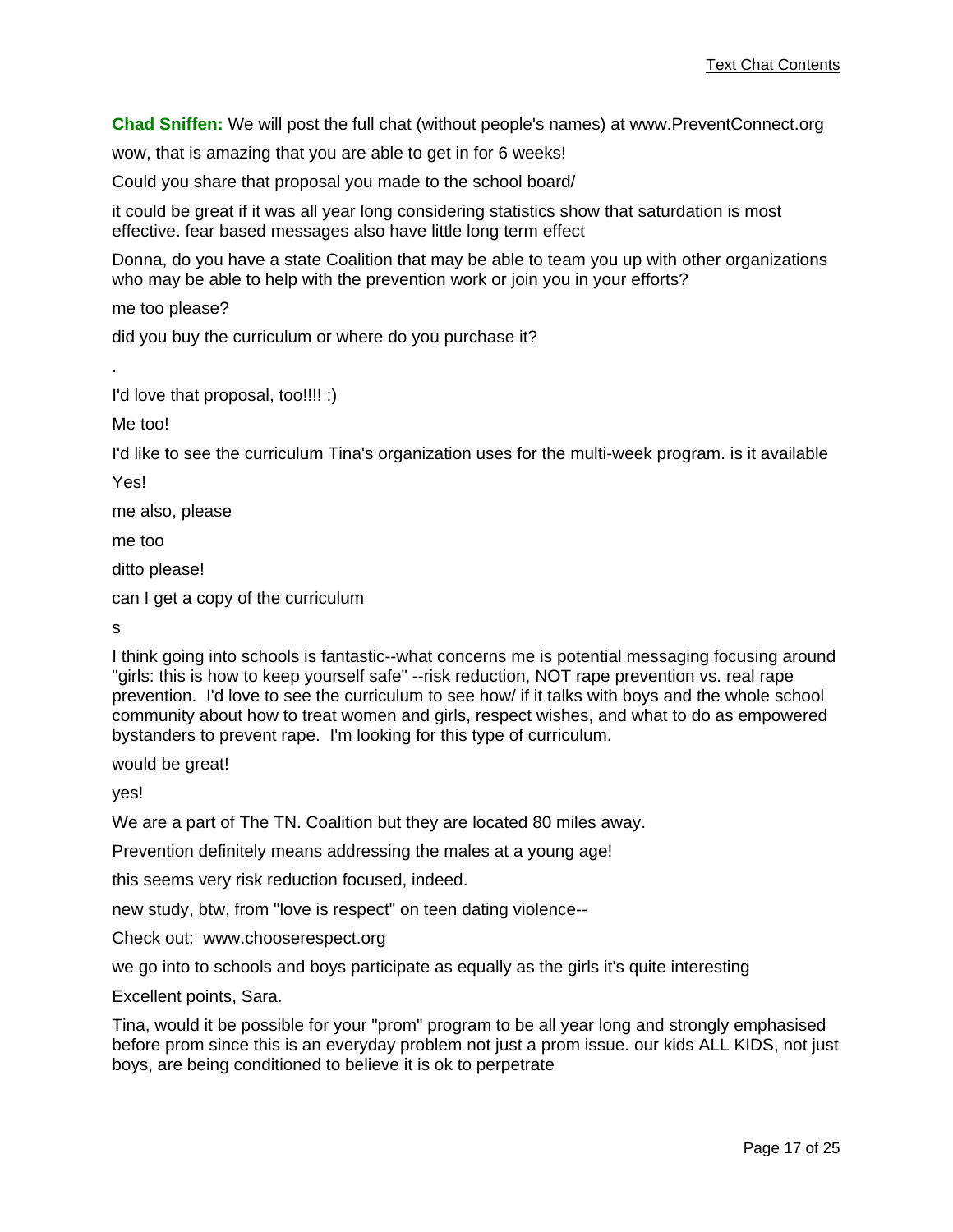**Chad Sniffen:** We will post the full chat (without people's names) at www.PreventConnect.org

wow, that is amazing that you are able to get in for 6 weeks!

Could you share that proposal you made to the school board/

it could be great if it was all year long considering statistics show that saturdation is most effective. fear based messages also have little long term effect

Donna, do you have a state Coalition that may be able to team you up with other organizations who may be able to help with the prevention work or join you in your efforts?

me too please?

did you buy the curriculum or where do you purchase it?

.

I'd love that proposal, too!!!! :)

Me too!

I'd like to see the curriculum Tina's organization uses for the multi-week program. is it available

Yes!

me also, please

me too

ditto please!

can I get a copy of the curriculum

s

I think going into schools is fantastic--what concerns me is potential messaging focusing around "girls: this is how to keep yourself safe" --risk reduction, NOT rape prevention vs. real rape prevention. I'd love to see the curriculum to see how/ if it talks with boys and the whole school community about how to treat women and girls, respect wishes, and what to do as empowered bystanders to prevent rape. I'm looking for this type of curriculum.

would be great!

yes!

We are a part of The TN. Coalition but they are located 80 miles away.

Prevention definitely means addressing the males at a young age!

this seems very risk reduction focused, indeed.

new study, btw, from "love is respect" on teen dating violence--

Check out: www.chooserespect.org

we go into to schools and boys participate as equally as the girls it's quite interesting

Excellent points, Sara.

Tina, would it be possible for your "prom" program to be all year long and strongly emphasised before prom since this is an everyday problem not just a prom issue. our kids ALL KIDS, not just boys, are being conditioned to believe it is ok to perpetrate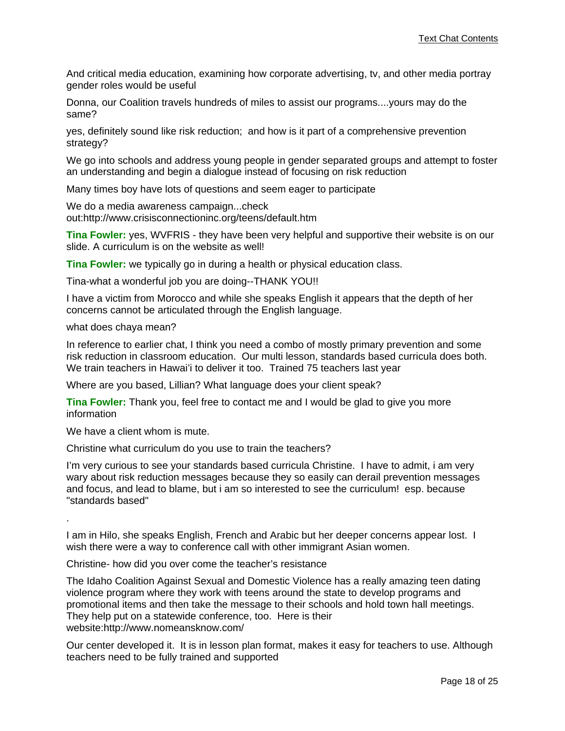And critical media education, examining how corporate advertising, tv, and other media portray gender roles would be useful

Donna, our Coalition travels hundreds of miles to assist our programs....yours may do the same?

yes, definitely sound like risk reduction; and how is it part of a comprehensive prevention strategy?

We go into schools and address young people in gender separated groups and attempt to foster an understanding and begin a dialogue instead of focusing on risk reduction

Many times boy have lots of questions and seem eager to participate

We do a media awareness campaign...check out:http://www.crisisconnectioninc.org/teens/default.htm

**Tina Fowler:** yes, WVFRIS - they have been very helpful and supportive their website is on our slide. A curriculum is on the website as well!

**Tina Fowler:** we typically go in during a health or physical education class.

Tina-what a wonderful job you are doing--THANK YOU!!

I have a victim from Morocco and while she speaks English it appears that the depth of her concerns cannot be articulated through the English language.

what does chaya mean?

In reference to earlier chat, I think you need a combo of mostly primary prevention and some risk reduction in classroom education. Our multi lesson, standards based curricula does both. We train teachers in Hawai'i to deliver it too. Trained 75 teachers last year

Where are you based, Lillian? What language does your client speak?

**Tina Fowler:** Thank you, feel free to contact me and I would be glad to give you more information

We have a client whom is mute.

Christine what curriculum do you use to train the teachers?

I'm very curious to see your standards based curricula Christine. I have to admit, i am very wary about risk reduction messages because they so easily can derail prevention messages and focus, and lead to blame, but i am so interested to see the curriculum! esp. because "standards based"

.

I am in Hilo, she speaks English, French and Arabic but her deeper concerns appear lost. I wish there were a way to conference call with other immigrant Asian women.

Christine- how did you over come the teacher's resistance

The Idaho Coalition Against Sexual and Domestic Violence has a really amazing teen dating violence program where they work with teens around the state to develop programs and promotional items and then take the message to their schools and hold town hall meetings. They help put on a statewide conference, too. Here is their website:http://www.nomeansknow.com/

Our center developed it. It is in lesson plan format, makes it easy for teachers to use. Although teachers need to be fully trained and supported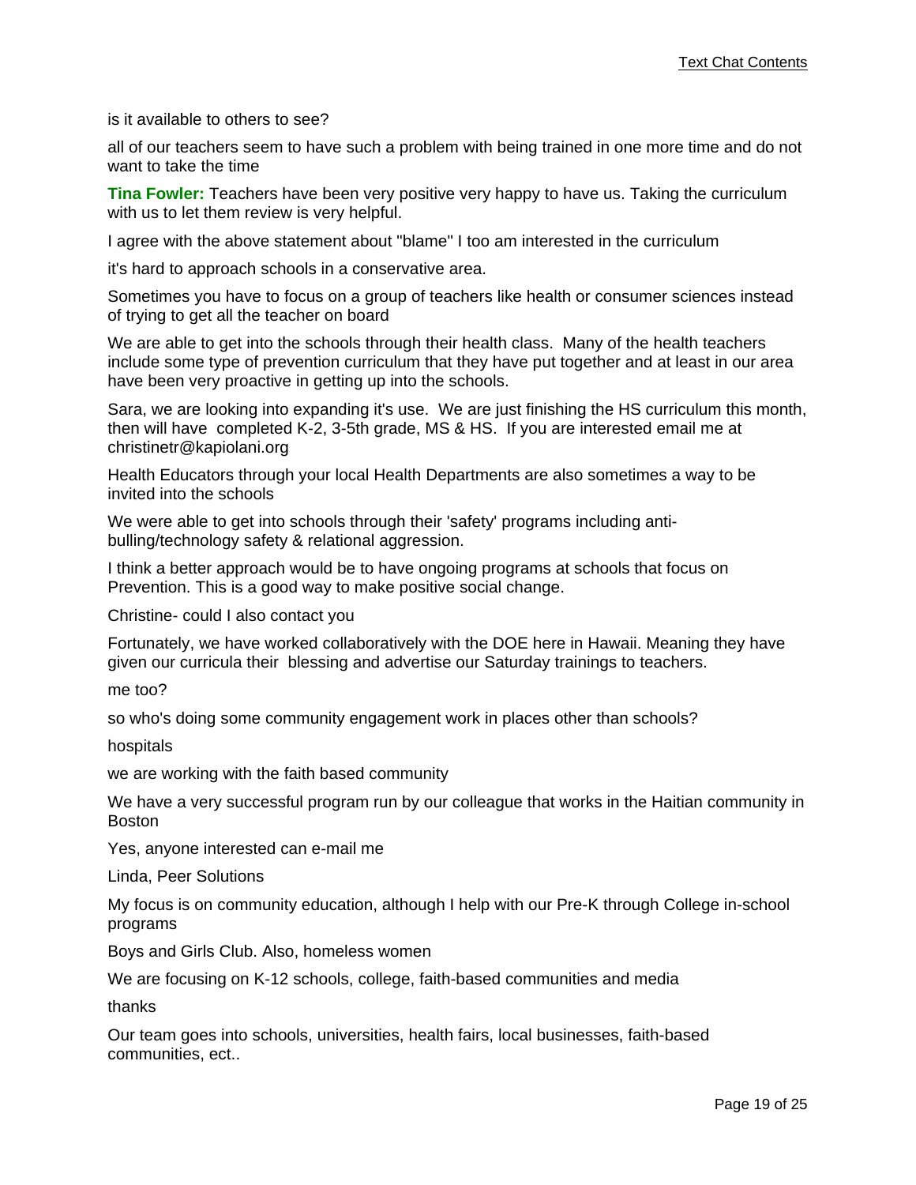is it available to others to see?

all of our teachers seem to have such a problem with being trained in one more time and do not want to take the time

**Tina Fowler:** Teachers have been very positive very happy to have us. Taking the curriculum with us to let them review is very helpful.

I agree with the above statement about "blame" I too am interested in the curriculum

it's hard to approach schools in a conservative area.

Sometimes you have to focus on a group of teachers like health or consumer sciences instead of trying to get all the teacher on board

We are able to get into the schools through their health class. Many of the health teachers include some type of prevention curriculum that they have put together and at least in our area have been very proactive in getting up into the schools.

Sara, we are looking into expanding it's use. We are just finishing the HS curriculum this month, then will have completed K-2, 3-5th grade, MS & HS. If you are interested email me at christinetr@kapiolani.org

Health Educators through your local Health Departments are also sometimes a way to be invited into the schools

We were able to get into schools through their 'safety' programs including anti-bulling/technology safety & relational aggression.

I think a better approach would be to have ongoing programs at schools that focus on Prevention. This is a good way to make positive social change.

Christine- could I also contact you

Fortunately, we have worked collaboratively with the DOE here in Hawaii. Meaning they have given our curricula their blessing and advertise our Saturday trainings to teachers.

me too?

so who's doing some community engagement work in places other than schools?

hospitals

we are working with the faith based community

We have a very successful program run by our colleague that works in the Haitian community in Boston

Yes, anyone interested can e-mail me

Linda, Peer Solutions

My focus is on community education, although I help with our Pre-K through College in-school programs

Boys and Girls Club. Also, homeless women

We are focusing on K-12 schools, college, faith-based communities and media

thanks

Our team goes into schools, universities, health fairs, local businesses, faith-based communities, ect..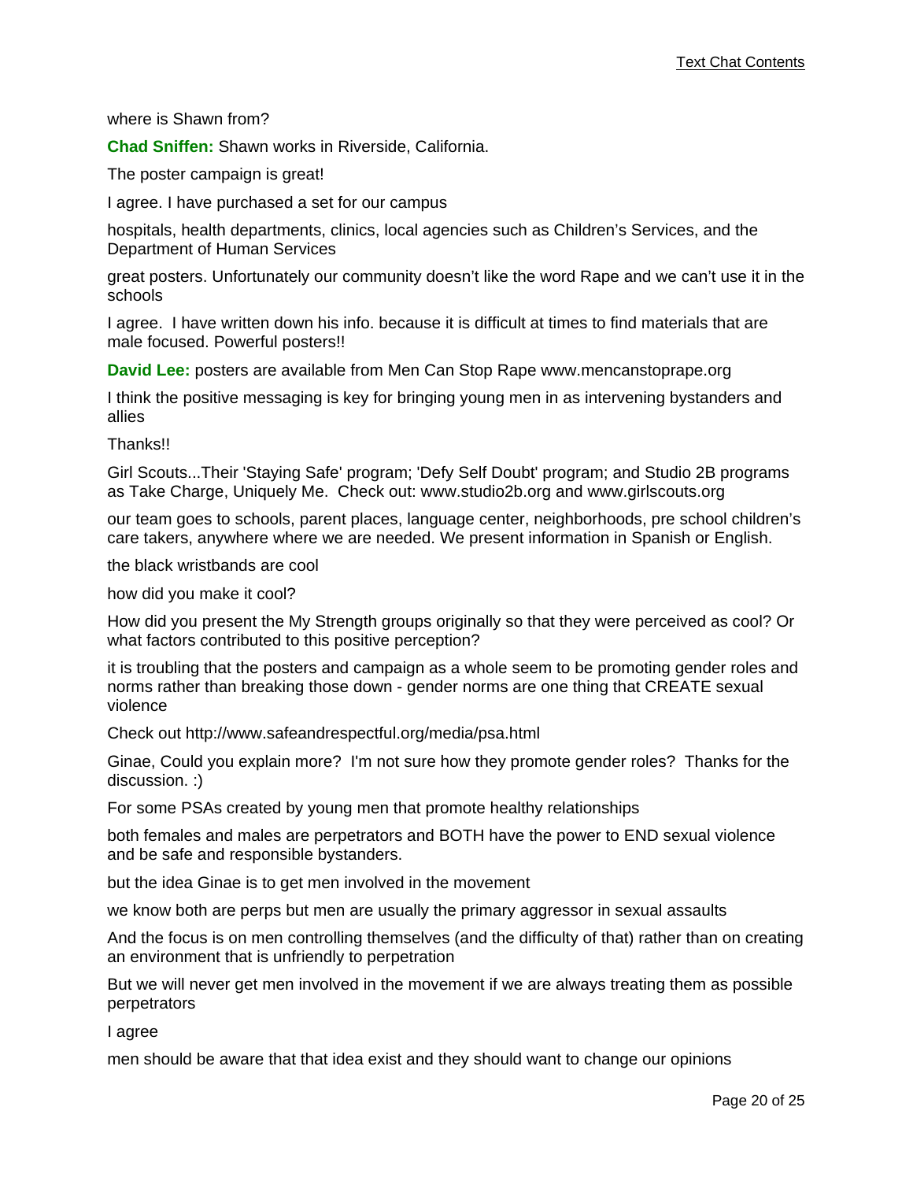where is Shawn from?

**Chad Sniffen:** Shawn works in Riverside, California.

The poster campaign is great!

I agree. I have purchased a set for our campus

hospitals, health departments, clinics, local agencies such as Children's Services, and the Department of Human Services

great posters. Unfortunately our community doesn't like the word Rape and we can't use it in the schools

I agree.  I have written down his info. because it is difficult at times to find materials that are male focused. Powerful posters!!

**David Lee:** posters are available from Men Can Stop Rape www.mencanstoprape.org

I think the positive messaging is key for bringing young men in as intervening bystanders and allies

Thanks!!

Girl Scouts...Their 'Staying Safe' program; 'Defy Self Doubt' program; and Studio 2B programs as Take Charge, Uniquely Me.  Check out: www.studio2b.org and www.girlscouts.org

our team goes to schools, parent places, language center, neighborhoods, pre school children's care takers, anywhere where we are needed. We present information in Spanish or English.

the black wristbands are cool

how did you make it cool?

How did you present the My Strength groups originally so that they were perceived as cool? Or what factors contributed to this positive perception?

it is troubling that the posters and campaign as a whole seem to be promoting gender roles and norms rather than breaking those down - gender norms are one thing that CREATE sexual violence

Check out http://www.safeandrespectful.org/media/psa.html

Ginae, Could you explain more?  I'm not sure how they promote gender roles?  Thanks for the discussion. :)

For some PSAs created by young men that promote healthy relationships

both females and males are perpetrators and BOTH have the power to END sexual violence and be safe and responsible bystanders.

but the idea Ginae is to get men involved in the movement

we know both are perps but men are usually the primary aggressor in sexual assaults

And the focus is on men controlling themselves (and the difficulty of that) rather than on creating an environment that is unfriendly to perpetration

But we will never get men involved in the movement if we are always treating them as possible perpetrators

I agree

men should be aware that that idea exist and they should want to change our opinions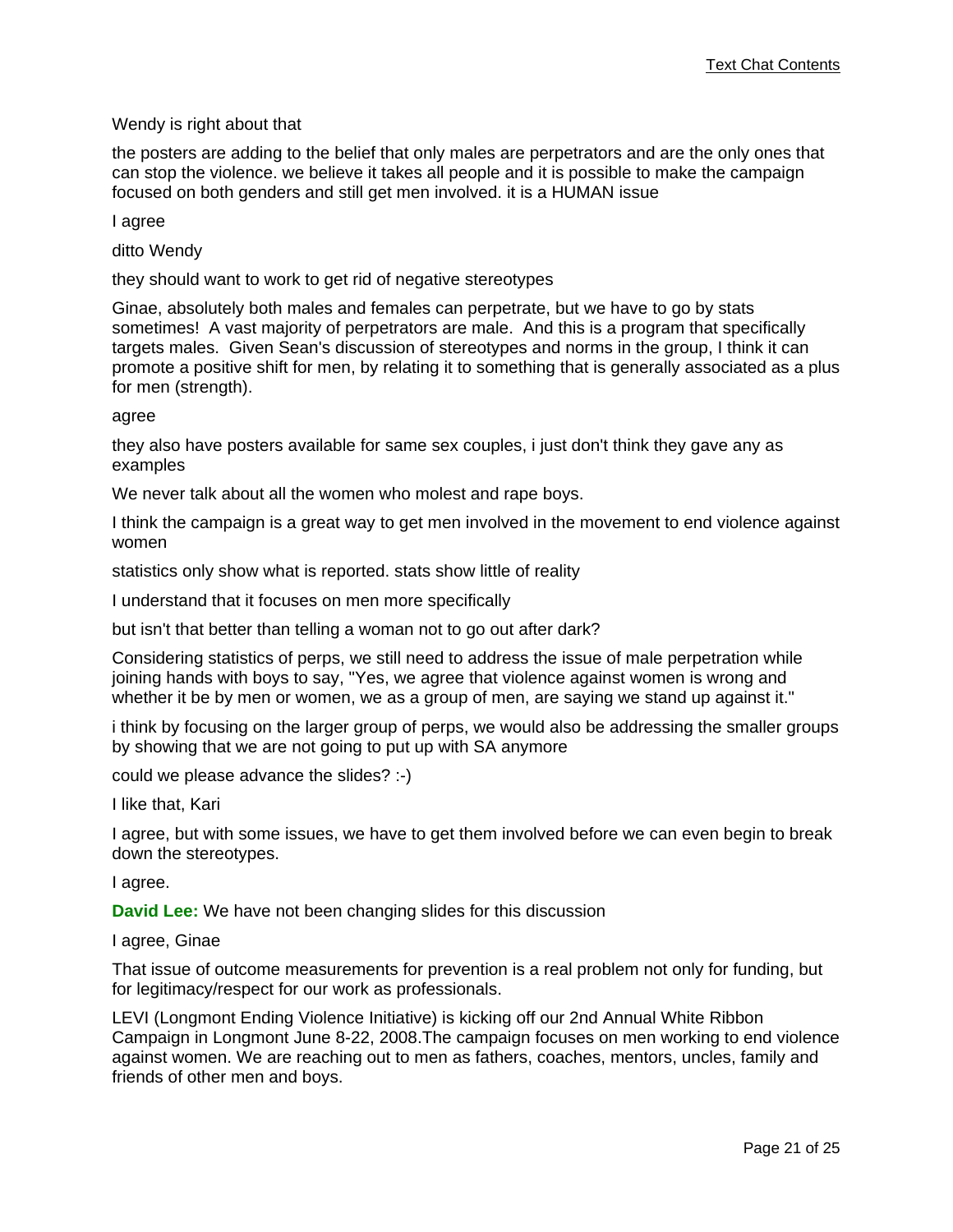Wendy is right about that

the posters are adding to the belief that only males are perpetrators and are the only ones that can stop the violence. we believe it takes all people and it is possible to make the campaign focused on both genders and still get men involved. it is a HUMAN issue

I agree

ditto Wendy

they should want to work to get rid of negative stereotypes

Ginae, absolutely both males and females can perpetrate, but we have to go by stats sometimes! A vast majority of perpetrators are male. And this is a program that specifically targets males. Given Sean's discussion of stereotypes and norms in the group, I think it can promote a positive shift for men, by relating it to something that is generally associated as a plus for men (strength).

agree

they also have posters available for same sex couples, i just don't think they gave any as examples

We never talk about all the women who molest and rape boys.

I think the campaign is a great way to get men involved in the movement to end violence against women

statistics only show what is reported. stats show little of reality

I understand that it focuses on men more specifically

but isn't that better than telling a woman not to go out after dark?

Considering statistics of perps, we still need to address the issue of male perpetration while joining hands with boys to say, "Yes, we agree that violence against women is wrong and whether it be by men or women, we as a group of men, are saying we stand up against it."

i think by focusing on the larger group of perps, we would also be addressing the smaller groups by showing that we are not going to put up with SA anymore

could we please advance the slides? :-)

I like that, Kari

I agree, but with some issues, we have to get them involved before we can even begin to break down the stereotypes.

I agree.

**David Lee:** We have not been changing slides for this discussion

I agree, Ginae

That issue of outcome measurements for prevention is a real problem not only for funding, but for legitimacy/respect for our work as professionals.

LEVI (Longmont Ending Violence Initiative) is kicking off our 2nd Annual White Ribbon Campaign in Longmont June 8-22, 2008.The campaign focuses on men working to end violence against women. We are reaching out to men as fathers, coaches, mentors, uncles, family and friends of other men and boys.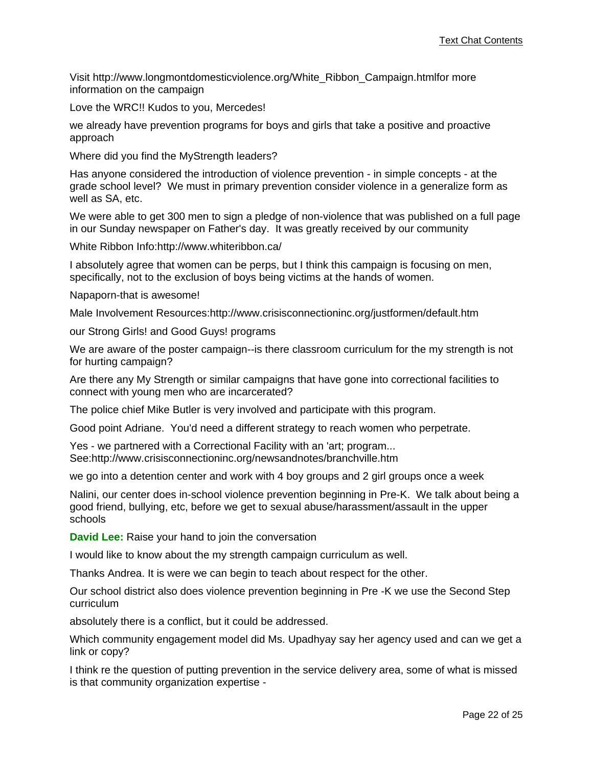Visit http://www.longmontdomesticviolence.org/White_Ribbon_Campaign.htmlfor more information on the campaign

Love the WRC!! Kudos to you, Mercedes!

we already have prevention programs for boys and girls that take a positive and proactive approach

Where did you find the MyStrength leaders?

Has anyone considered the introduction of violence prevention - in simple concepts - at the grade school level? We must in primary prevention consider violence in a generalize form as well as SA, etc.

We were able to get 300 men to sign a pledge of non-violence that was published on a full page in our Sunday newspaper on Father's day. It was greatly received by our community

White Ribbon Info:http://www.whiteribbon.ca/

I absolutely agree that women can be perps, but I think this campaign is focusing on men, specifically, not to the exclusion of boys being victims at the hands of women.

Napaporn-that is awesome!

Male Involvement Resources:http://www.crisisconnectioninc.org/justformen/default.htm

our Strong Girls! and Good Guys! programs

We are aware of the poster campaign--is there classroom curriculum for the my strength is not for hurting campaign?

Are there any My Strength or similar campaigns that have gone into correctional facilities to connect with young men who are incarcerated?

The police chief Mike Butler is very involved and participate with this program.

Good point Adriane. You'd need a different strategy to reach women who perpetrate.

Yes - we partnered with a Correctional Facility with an 'art; program... See:http://www.crisisconnectioninc.org/newsandnotes/branchville.htm

we go into a detention center and work with 4 boy groups and 2 girl groups once a week

Nalini, our center does in-school violence prevention beginning in Pre-K. We talk about being a good friend, bullying, etc, before we get to sexual abuse/harassment/assault in the upper schools

**David Lee:** Raise your hand to join the conversation

I would like to know about the my strength campaign curriculum as well.

Thanks Andrea. It is were we can begin to teach about respect for the other.

Our school district also does violence prevention beginning in Pre -K we use the Second Step curriculum

absolutely there is a conflict, but it could be addressed.

Which community engagement model did Ms. Upadhyay say her agency used and can we get a link or copy?

I think re the question of putting prevention in the service delivery area, some of what is missed is that community organization expertise -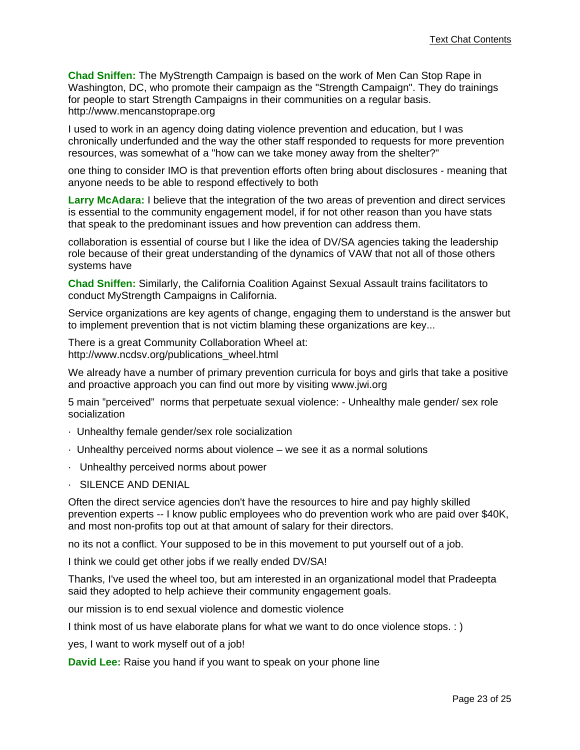**Chad Sniffen:** The MyStrength Campaign is based on the work of Men Can Stop Rape in Washington, DC, who promote their campaign as the "Strength Campaign". They do trainings for people to start Strength Campaigns in their communities on a regular basis. http://www.mencanstoprape.org

I used to work in an agency doing dating violence prevention and education, but I was chronically underfunded and the way the other staff responded to requests for more prevention resources, was somewhat of a "how can we take money away from the shelter?"

one thing to consider IMO is that prevention efforts often bring about disclosures - meaning that anyone needs to be able to respond effectively to both

**Larry McAdara:** I believe that the integration of the two areas of prevention and direct services is essential to the community engagement model, if for not other reason than you have stats that speak to the predominant issues and how prevention can address them.

collaboration is essential of course but I like the idea of DV/SA agencies taking the leadership role because of their great understanding of the dynamics of VAW that not all of those others systems have

**Chad Sniffen:** Similarly, the California Coalition Against Sexual Assault trains facilitators to conduct MyStrength Campaigns in California.

Service organizations are key agents of change, engaging them to understand is the answer but to implement prevention that is not victim blaming these organizations are key...

There is a great Community Collaboration Wheel at: http://www.ncdsv.org/publications_wheel.html

We already have a number of primary prevention curricula for boys and girls that take a positive and proactive approach you can find out more by visiting www.jwi.org

5 main "perceived" norms that perpetuate sexual violence: - Unhealthy male gender/ sex role socialization

· Unhealthy female gender/sex role socialization

· Unhealthy perceived norms about violence – we see it as a normal solutions

· Unhealthy perceived norms about power

· SILENCE AND DENIAL

Often the direct service agencies don't have the resources to hire and pay highly skilled prevention experts -- I know public employees who do prevention work who are paid over $40K, and most non-profits top out at that amount of salary for their directors.

no its not a conflict. Your supposed to be in this movement to put yourself out of a job.

I think we could get other jobs if we really ended DV/SA!

Thanks, I've used the wheel too, but am interested in an organizational model that Pradeepta said they adopted to help achieve their community engagement goals.

our mission is to end sexual violence and domestic violence

I think most of us have elaborate plans for what we want to do once violence stops. : )

yes, I want to work myself out of a job!

**David Lee:** Raise you hand if you want to speak on your phone line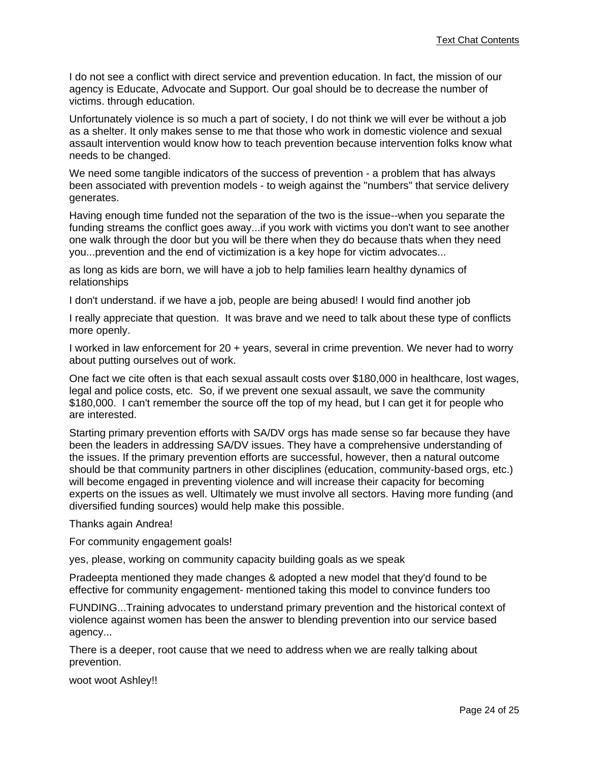I do not see a conflict with direct service and prevention education. In fact, the mission of our agency is Educate, Advocate and Support. Our goal should be to decrease the number of victims. through education.

Unfortunately violence is so much a part of society, I do not think we will ever be without a job as a shelter. It only makes sense to me that those who work in domestic violence and sexual assault intervention would know how to teach prevention because intervention folks know what needs to be changed.

We need some tangible indicators of the success of prevention - a problem that has always been associated with prevention models - to weigh against the "numbers" that service delivery generates.

Having enough time funded not the separation of the two is the issue--when you separate the funding streams the conflict goes away...if you work with victims you don't want to see another one walk through the door but you will be there when they do because thats when they need you...prevention and the end of victimization is a key hope for victim advocates...

as long as kids are born, we will have a job to help families learn healthy dynamics of relationships

I don't understand. if we have a job, people are being abused! I would find another job

I really appreciate that question.  It was brave and we need to talk about these type of conflicts more openly.

I worked in law enforcement for 20 + years, several in crime prevention. We never had to worry about putting ourselves out of work.

One fact we cite often is that each sexual assault costs over $180,000 in healthcare, lost wages, legal and police costs, etc.  So, if we prevent one sexual assault, we save the community $180,000.  I can't remember the source off the top of my head, but I can get it for people who are interested.

Starting primary prevention efforts with SA/DV orgs has made sense so far because they have been the leaders in addressing SA/DV issues. They have a comprehensive understanding of the issues. If the primary prevention efforts are successful, however, then a natural outcome should be that community partners in other disciplines (education, community-based orgs, etc.) will become engaged in preventing violence and will increase their capacity for becoming experts on the issues as well. Ultimately we must involve all sectors. Having more funding (and diversified funding sources) would help make this possible.

Thanks again Andrea!

For community engagement goals!

yes, please, working on community capacity building goals as we speak

Pradeepta mentioned they made changes & adopted a new model that they'd found to be effective for community engagement- mentioned taking this model to convince funders too

FUNDING...Training advocates to understand primary prevention and the historical context of violence against women has been the answer to blending prevention into our service based agency...

There is a deeper, root cause that we need to address when we are really talking about prevention.

woot woot Ashley!!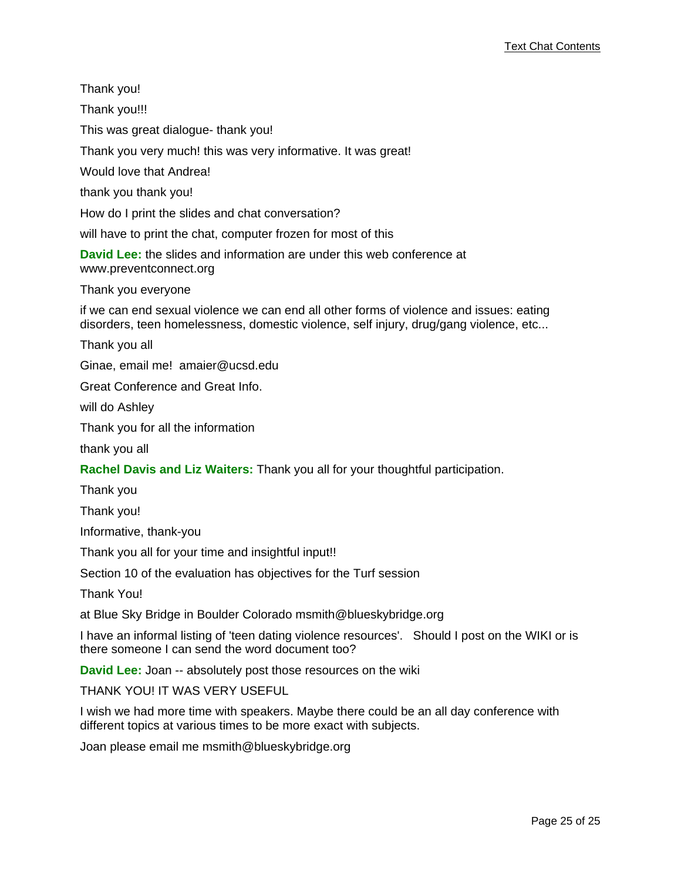Thank you!

Thank you!!!

This was great dialogue- thank you!

Thank you very much! this was very informative. It was great!

Would love that Andrea!

thank you thank you!

How do I print the slides and chat conversation?

will have to print the chat, computer frozen for most of this

**David Lee:** the slides and information are under this web conference at www.preventconnect.org

Thank you everyone

if we can end sexual violence we can end all other forms of violence and issues: eating disorders, teen homelessness, domestic violence, self injury, drug/gang violence, etc...

Thank you all

Ginae, email me! amaier@ucsd.edu

Great Conference and Great Info.

will do Ashley

Thank you for all the information

thank you all

**Rachel Davis and Liz Waiters:** Thank you all for your thoughtful participation.

Thank you

Thank you!

Informative, thank-you

Thank you all for your time and insightful input!!

Section 10 of the evaluation has objectives for the Turf session

Thank You!

at Blue Sky Bridge in Boulder Colorado msmith@blueskybridge.org

I have an informal listing of 'teen dating violence resources'. Should I post on the WIKI or is there someone I can send the word document too?

**David Lee:** Joan -- absolutely post those resources on the wiki

THANK YOU! IT WAS VERY USEFUL

I wish we had more time with speakers. Maybe there could be an all day conference with different topics at various times to be more exact with subjects.

Joan please email me msmith@blueskybridge.org